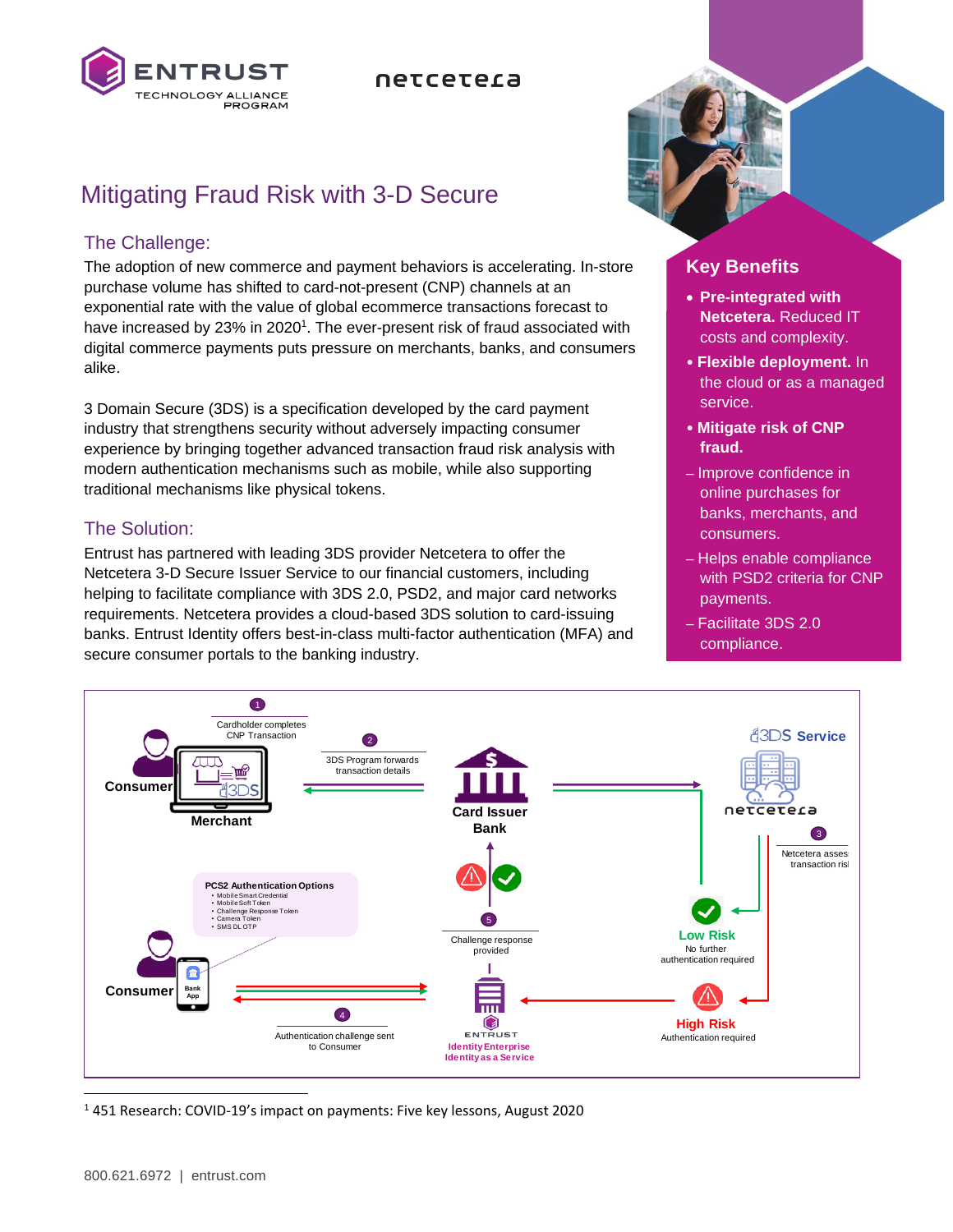ENTRUST TECHNOLOGY ALLIANCE PROGRAM

netcetera

# Mitigating Fraud Risk with 3-D Secure

## The Challenge:

The adoption of new commerce and payment behaviors is accelerating. In-store purchase volume has shifted to card-not-present (CNP) channels at an exponential rate with the value of global ecommerce transactions forecast to have increased by 23% in 2020[1]. The ever-present risk of fraud associated with digital commerce payments puts pressure on merchants, banks, and consumers alike.

3 Domain Secure (3DS) is a specification developed by the card payment industry that strengthens security without adversely impacting consumer experience by bringing together advanced transaction fraud risk analysis with modern authentication mechanisms such as mobile, while also supporting traditional mechanisms like physical tokens.

## The Solution:

Entrust has partnered with leading 3DS provider Netcetera to offer the Netcetera 3-D Secure Issuer Service to our financial customers, including helping to facilitate compliance with 3DS 2.0, PSD2, and major card networks requirements. Netcetera provides a cloud-based 3DS solution to card-issuing banks. Entrust Identity offers best-in-class multi-factor authentication (MFA) and secure consumer portals to the banking industry.

## Key Benefits

- **Pre-integrated with Netcetera.** Reduced IT costs and complexity.
- **Flexible deployment.** In the cloud or as a managed service.
- **Mitigate risk of CNP fraud.**
  - Improve confidence in online purchases for banks, merchants, and consumers.
  - Helps enable compliance with PSD2 criteria for CNP payments.
  - Facilitate 3DS 2.0 compliance.

1. Cardholder completes CNP Transaction
2. 3DS Program forwards transaction details
3. Netcetera assesses transaction risk
4. Authentication challenge sent to Consumer
5. Challenge response provided

Consumer · Merchant · Card Issuer Bank · 3DS Service netcetera · Low Risk – No further authentication required · High Risk – Authentication required · ENTRUST Identity Enterprise Identity as a Service · Consumer · Bank App

**PCS2 Authentication Options**
- Mobile Smart Credential
- Mobile Soft Token
- Challenge Response Token
- Camera Token
- SMS DL OTP

[1] 451 Research: COVID-19's impact on payments: Five key lessons, August 2020

800.621.6972 | entrust.com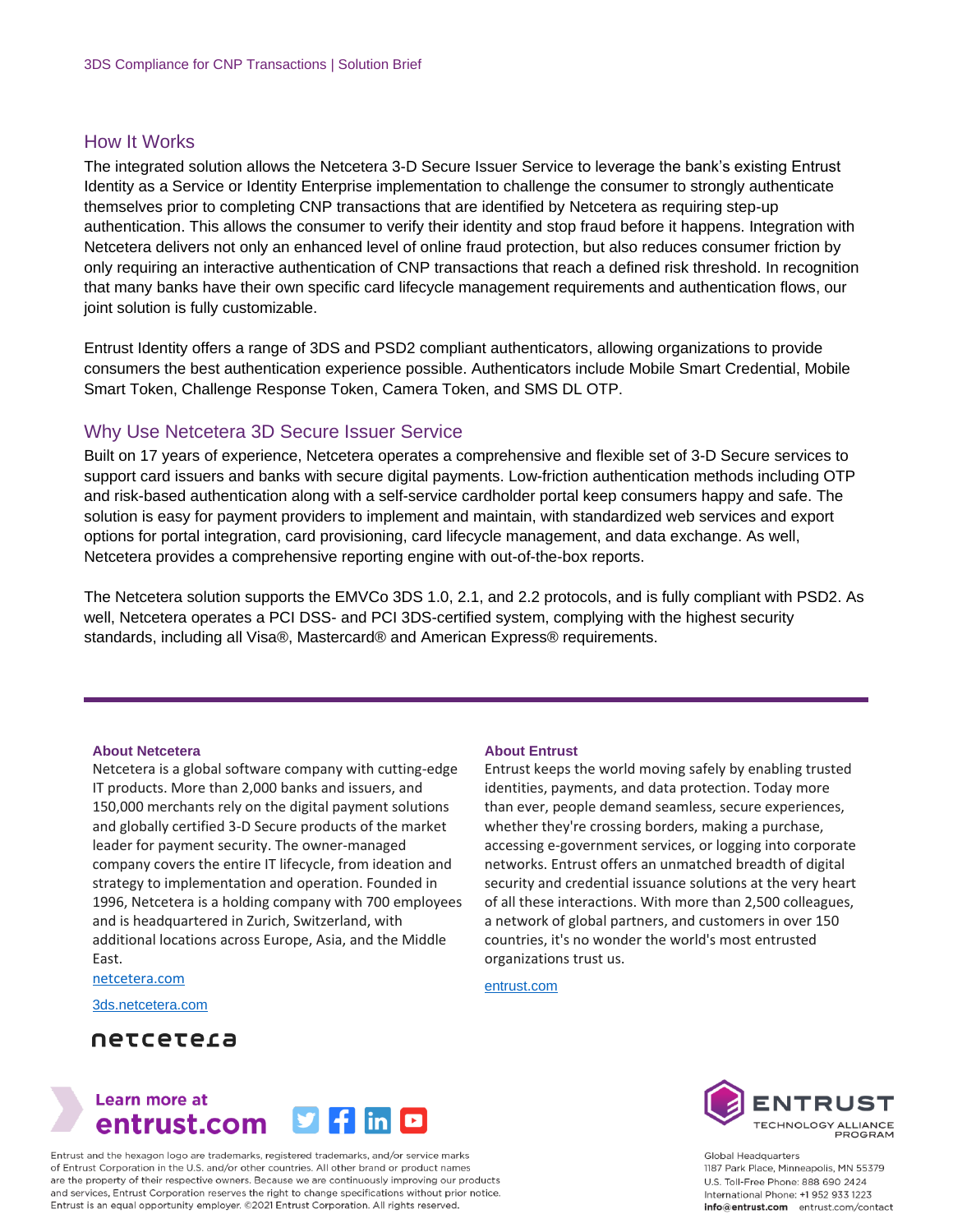## How It Works

The integrated solution allows the Netcetera 3-D Secure Issuer Service to leverage the bank's existing Entrust Identity as a Service or Identity Enterprise implementation to challenge the consumer to strongly authenticate themselves prior to completing CNP transactions that are identified by Netcetera as requiring step-up authentication. This allows the consumer to verify their identity and stop fraud before it happens. Integration with Netcetera delivers not only an enhanced level of online fraud protection, but also reduces consumer friction by only requiring an interactive authentication of CNP transactions that reach a defined risk threshold. In recognition that many banks have their own specific card lifecycle management requirements and authentication flows, our joint solution is fully customizable.

Entrust Identity offers a range of 3DS and PSD2 compliant authenticators, allowing organizations to provide consumers the best authentication experience possible. Authenticators include Mobile Smart Credential, Mobile Smart Token, Challenge Response Token, Camera Token, and SMS DL OTP.

## Why Use Netcetera 3D Secure Issuer Service

Built on 17 years of experience, Netcetera operates a comprehensive and flexible set of 3-D Secure services to support card issuers and banks with secure digital payments. Low-friction authentication methods including OTP and risk-based authentication along with a self-service cardholder portal keep consumers happy and safe. The solution is easy for payment providers to implement and maintain, with standardized web services and export options for portal integration, card provisioning, card lifecycle management, and data exchange. As well, Netcetera provides a comprehensive reporting engine with out-of-the-box reports.

The Netcetera solution supports the EMVCo 3DS 1.0, 2.1, and 2.2 protocols, and is fully compliant with PSD2. As well, Netcetera operates a PCI DSS- and PCI 3DS-certified system, complying with the highest security standards, including all Visa®, Mastercard® and American Express® requirements.

---

**About Netcetera**

Netcetera is a global software company with cutting-edge IT products. More than 2,000 banks and issuers, and 150,000 merchants rely on the digital payment solutions and globally certified 3-D Secure products of the market leader for payment security. The owner-managed company covers the entire IT lifecycle, from ideation and strategy to implementation and operation. Founded in 1996, Netcetera is a holding company with 700 employees and is headquartered in Zurich, Switzerland, with additional locations across Europe, Asia, and the Middle East.

netcetera.com

3ds.netcetera.com

netcetera

**About Entrust**

Entrust keeps the world moving safely by enabling trusted identities, payments, and data protection. Today more than ever, people demand seamless, secure experiences, whether they're crossing borders, making a purchase, accessing e-government services, or logging into corporate networks. Entrust offers an unmatched breadth of digital security and credential issuance solutions at the very heart of all these interactions. With more than 2,500 colleagues, a network of global partners, and customers in over 150 countries, it's no wonder the world's most entrusted organizations trust us.

entrust.com

Learn more at **entrust.com**

ENTRUST TECHNOLOGY ALLIANCE PROGRAM

Entrust and the hexagon logo are trademarks, registered trademarks, and/or service marks of Entrust Corporation in the U.S. and/or other countries. All other brand or product names are the property of their respective owners. Because we are continuously improving our products and services, Entrust Corporation reserves the right to change specifications without prior notice. Entrust is an equal opportunity employer. ©2021 Entrust Corporation. All rights reserved.

Global Headquarters
1187 Park Place, Minneapolis, MN 55379
U.S. Toll-Free Phone: 888 690 2424
International Phone: +1 952 933 1223
**info@entrust.com** entrust.com/contact